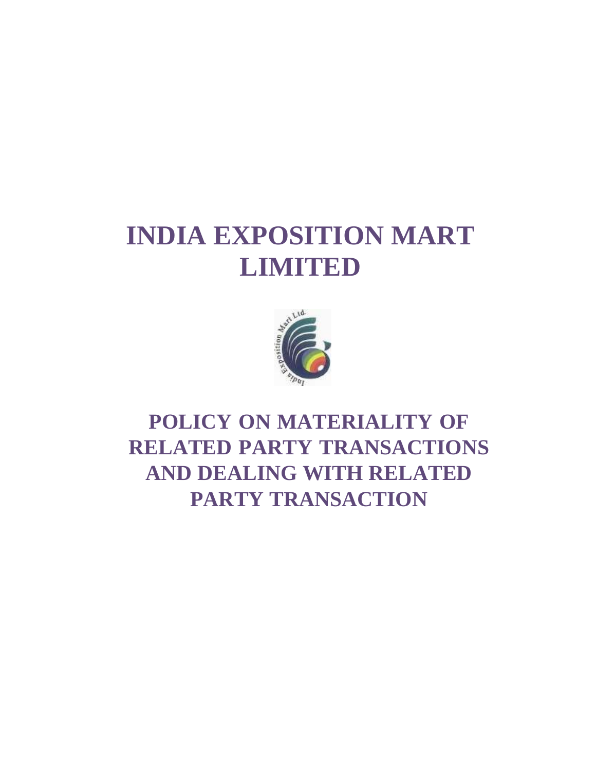# INDIA EXPOSITION MART LIMITED

## POLICY ON MATERIALITY OF RELATED PARTY TRANSACTIONS AND DEALING WITH RELATED PARTY TRANSACTION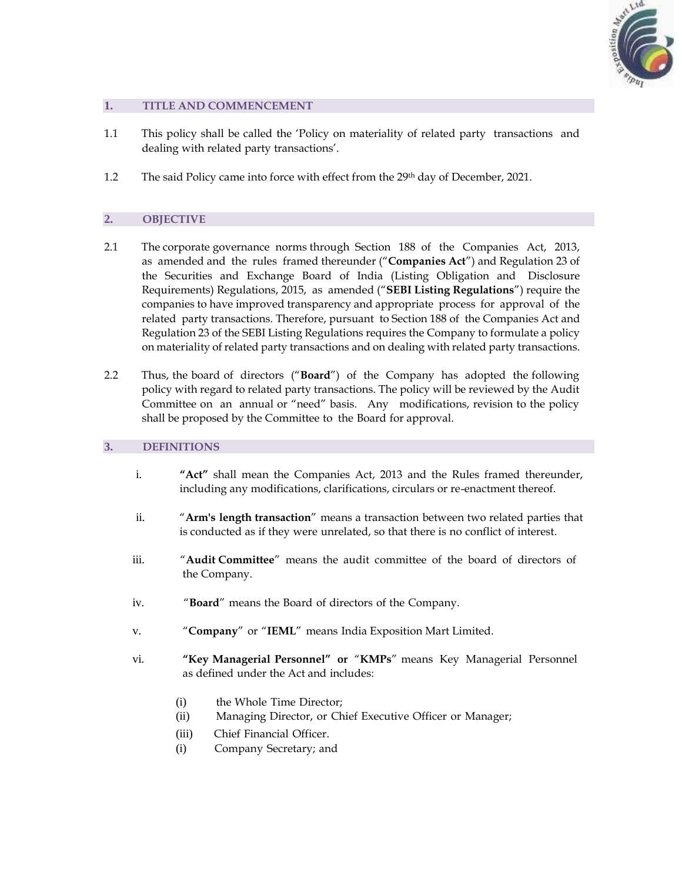## 1. TITLE AND COMMENCEMENT

1.1 This policy shall be called the 'Policy on materiality of related party transactions and dealing with related party transactions'.

1.2 The said Policy came into force with effect from the 29th day of December, 2021.

## 2. OBJECTIVE

2.1 The corporate governance norms through Section 188 of the Companies Act, 2013, as amended and the rules framed thereunder ("**Companies Act**") and Regulation 23 of the Securities and Exchange Board of India (Listing Obligation and Disclosure Requirements) Regulations, 2015, as amended ("**SEBI Listing Regulations**") require the companies to have improved transparency and appropriate process for approval of the related party transactions. Therefore, pursuant to Section 188 of the Companies Act and Regulation 23 of the SEBI Listing Regulations requires the Company to formulate a policy on materiality of related party transactions and on dealing with related party transactions.

2.2 Thus, the board of directors ("**Board**") of the Company has adopted the following policy with regard to related party transactions. The policy will be reviewed by the Audit Committee on an annual or "need" basis. Any modifications, revision to the policy shall be proposed by the Committee to the Board for approval.

## 3. DEFINITIONS

i. **"Act"** shall mean the Companies Act, 2013 and the Rules framed thereunder, including any modifications, clarifications, circulars or re-enactment thereof.

ii. "**Arm's length transaction**" means a transaction between two related parties that is conducted as if they were unrelated, so that there is no conflict of interest.

iii. "**Audit Committee**" means the audit committee of the board of directors of the Company.

iv. "**Board**" means the Board of directors of the Company.

v. "**Company**" or "**IEML**" means India Exposition Mart Limited.

vi. **"Key Managerial Personnel" or "KMPs"** means Key Managerial Personnel as defined under the Act and includes:

   (i) the Whole Time Director;
   (ii) Managing Director, or Chief Executive Officer or Manager;
   (iii) Chief Financial Officer.
   (i) Company Secretary; and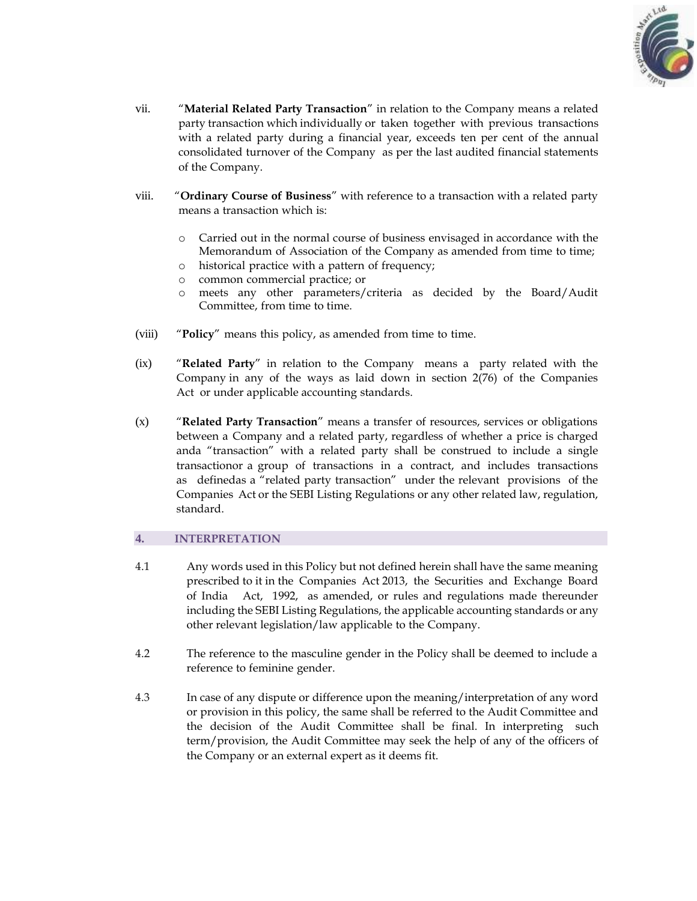vii. "**Material Related Party Transaction**" in relation to the Company means a related party transaction which individually or taken together with previous transactions with a related party during a financial year, exceeds ten per cent of the annual consolidated turnover of the Company as per the last audited financial statements of the Company.

viii. "**Ordinary Course of Business**" with reference to a transaction with a related party means a transaction which is:

- Carried out in the normal course of business envisaged in accordance with the Memorandum of Association of the Company as amended from time to time;
- historical practice with a pattern of frequency;
- common commercial practice; or
- meets any other parameters/criteria as decided by the Board/Audit Committee, from time to time.

(viii) "**Policy**" means this policy, as amended from time to time.

(ix) "**Related Party**" in relation to the Company means a party related with the Company in any of the ways as laid down in section 2(76) of the Companies Act or under applicable accounting standards.

(x) "**Related Party Transaction**" means a transfer of resources, services or obligations between a Company and a related party, regardless of whether a price is charged anda "transaction" with a related party shall be construed to include a single transactionor a group of transactions in a contract, and includes transactions as definedas a "related party transaction" under the relevant provisions of the Companies Act or the SEBI Listing Regulations or any other related law, regulation, standard.

## 4. INTERPRETATION

4.1 Any words used in this Policy but not defined herein shall have the same meaning prescribed to it in the Companies Act 2013, the Securities and Exchange Board of India Act, 1992, as amended, or rules and regulations made thereunder including the SEBI Listing Regulations, the applicable accounting standards or any other relevant legislation/law applicable to the Company.

4.2 The reference to the masculine gender in the Policy shall be deemed to include a reference to feminine gender.

4.3 In case of any dispute or difference upon the meaning/interpretation of any word or provision in this policy, the same shall be referred to the Audit Committee and the decision of the Audit Committee shall be final. In interpreting such term/provision, the Audit Committee may seek the help of any of the officers of the Company or an external expert as it deems fit.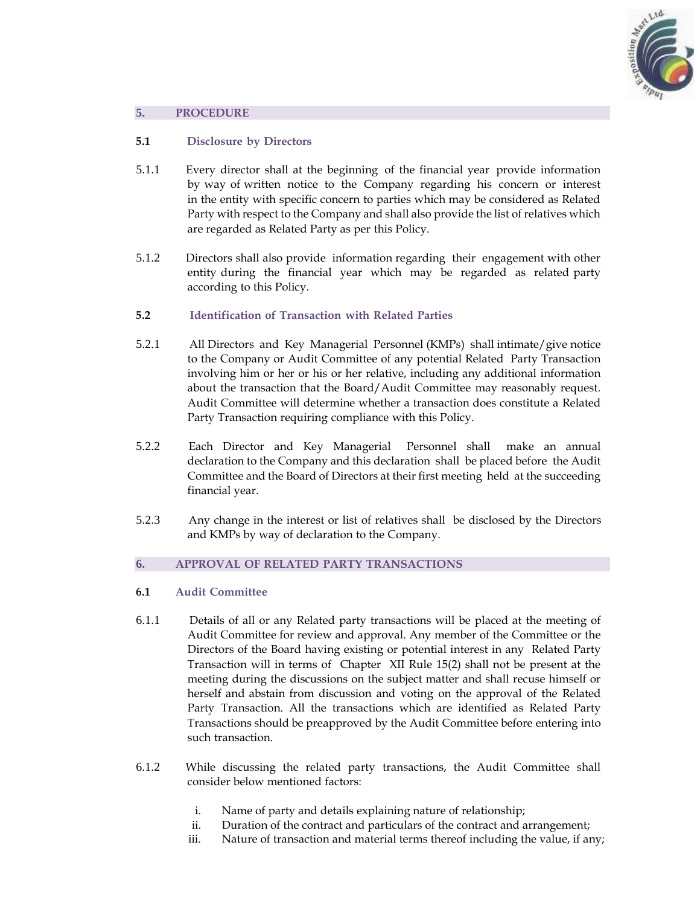## 5. PROCEDURE

### 5.1 Disclosure by Directors

5.1.1 Every director shall at the beginning of the financial year provide information by way of written notice to the Company regarding his concern or interest in the entity with specific concern to parties which may be considered as Related Party with respect to the Company and shall also provide the list of relatives which are regarded as Related Party as per this Policy.

5.1.2 Directors shall also provide information regarding their engagement with other entity during the financial year which may be regarded as related party according to this Policy.

### 5.2 Identification of Transaction with Related Parties

5.2.1 All Directors and Key Managerial Personnel (KMPs) shall intimate/give notice to the Company or Audit Committee of any potential Related Party Transaction involving him or her or his or her relative, including any additional information about the transaction that the Board/Audit Committee may reasonably request. Audit Committee will determine whether a transaction does constitute a Related Party Transaction requiring compliance with this Policy.

5.2.2 Each Director and Key Managerial Personnel shall make an annual declaration to the Company and this declaration shall be placed before the Audit Committee and the Board of Directors at their first meeting held at the succeeding financial year.

5.2.3 Any change in the interest or list of relatives shall be disclosed by the Directors and KMPs by way of declaration to the Company.

## 6. APPROVAL OF RELATED PARTY TRANSACTIONS

### 6.1 Audit Committee

6.1.1 Details of all or any Related party transactions will be placed at the meeting of Audit Committee for review and approval. Any member of the Committee or the Directors of the Board having existing or potential interest in any Related Party Transaction will in terms of Chapter XII Rule 15(2) shall not be present at the meeting during the discussions on the subject matter and shall recuse himself or herself and abstain from discussion and voting on the approval of the Related Party Transaction. All the transactions which are identified as Related Party Transactions should be preapproved by the Audit Committee before entering into such transaction.

6.1.2 While discussing the related party transactions, the Audit Committee shall consider below mentioned factors:

i. Name of party and details explaining nature of relationship;
ii. Duration of the contract and particulars of the contract and arrangement;
iii. Nature of transaction and material terms thereof including the value, if any;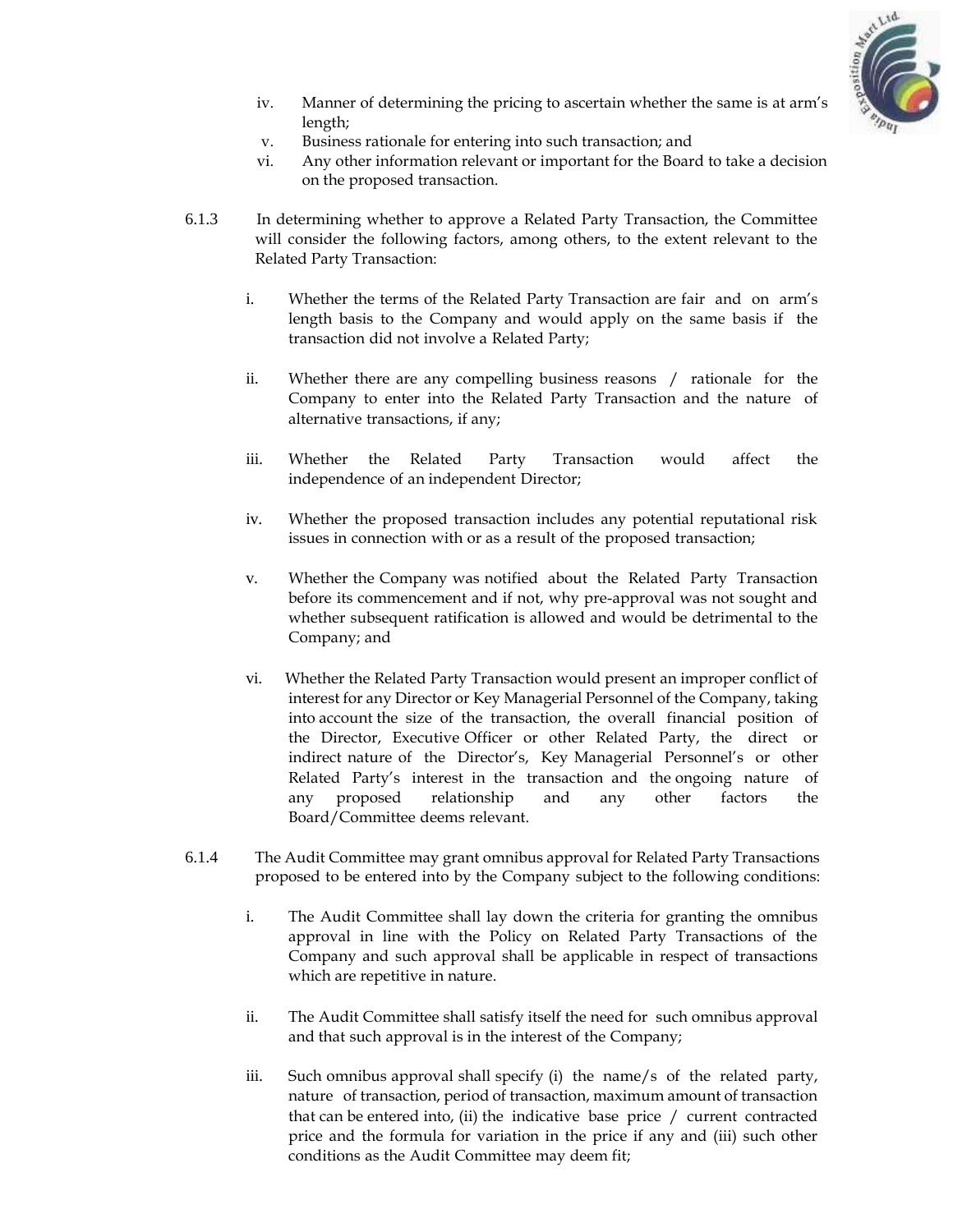iv. Manner of determining the pricing to ascertain whether the same is at arm's length;

v. Business rationale for entering into such transaction; and

vi. Any other information relevant or important for the Board to take a decision on the proposed transaction.

6.1.3 In determining whether to approve a Related Party Transaction, the Committee will consider the following factors, among others, to the extent relevant to the Related Party Transaction:

i. Whether the terms of the Related Party Transaction are fair and on arm's length basis to the Company and would apply on the same basis if the transaction did not involve a Related Party;

ii. Whether there are any compelling business reasons / rationale for the Company to enter into the Related Party Transaction and the nature of alternative transactions, if any;

iii. Whether the Related Party Transaction would affect the independence of an independent Director;

iv. Whether the proposed transaction includes any potential reputational risk issues in connection with or as a result of the proposed transaction;

v. Whether the Company was notified about the Related Party Transaction before its commencement and if not, why pre-approval was not sought and whether subsequent ratification is allowed and would be detrimental to the Company; and

vi. Whether the Related Party Transaction would present an improper conflict of interest for any Director or Key Managerial Personnel of the Company, taking into account the size of the transaction, the overall financial position of the Director, Executive Officer or other Related Party, the direct or indirect nature of the Director's, Key Managerial Personnel's or other Related Party's interest in the transaction and the ongoing nature of any proposed relationship and any other factors the Board/Committee deems relevant.

6.1.4 The Audit Committee may grant omnibus approval for Related Party Transactions proposed to be entered into by the Company subject to the following conditions:

i. The Audit Committee shall lay down the criteria for granting the omnibus approval in line with the Policy on Related Party Transactions of the Company and such approval shall be applicable in respect of transactions which are repetitive in nature.

ii. The Audit Committee shall satisfy itself the need for such omnibus approval and that such approval is in the interest of the Company;

iii. Such omnibus approval shall specify (i) the name/s of the related party, nature of transaction, period of transaction, maximum amount of transaction that can be entered into, (ii) the indicative base price / current contracted price and the formula for variation in the price if any and (iii) such other conditions as the Audit Committee may deem fit;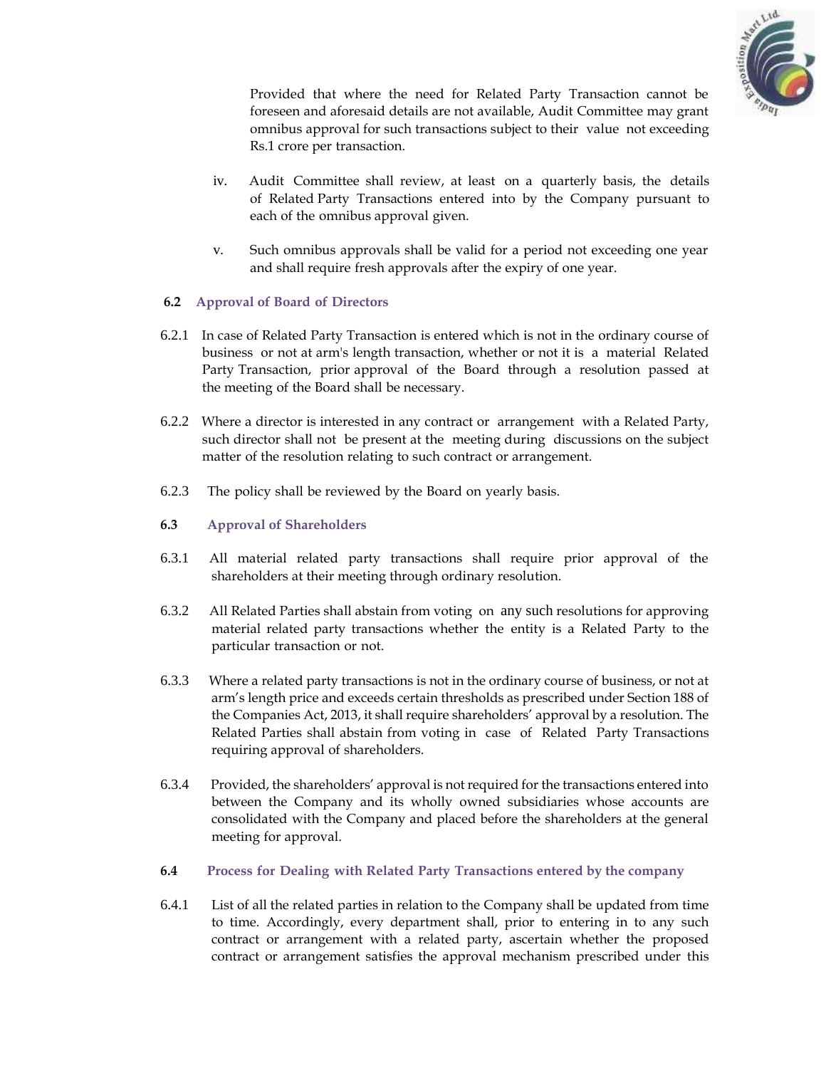Provided that where the need for Related Party Transaction cannot be foreseen and aforesaid details are not available, Audit Committee may grant omnibus approval for such transactions subject to their value not exceeding Rs.1 crore per transaction.

iv. Audit Committee shall review, at least on a quarterly basis, the details of Related Party Transactions entered into by the Company pursuant to each of the omnibus approval given.

v. Such omnibus approvals shall be valid for a period not exceeding one year and shall require fresh approvals after the expiry of one year.

**6.2 Approval of Board of Directors**

6.2.1 In case of Related Party Transaction is entered which is not in the ordinary course of business or not at arm's length transaction, whether or not it is a material Related Party Transaction, prior approval of the Board through a resolution passed at the meeting of the Board shall be necessary.

6.2.2 Where a director is interested in any contract or arrangement with a Related Party, such director shall not be present at the meeting during discussions on the subject matter of the resolution relating to such contract or arrangement.

6.2.3 The policy shall be reviewed by the Board on yearly basis.

**6.3 Approval of Shareholders**

6.3.1 All material related party transactions shall require prior approval of the shareholders at their meeting through ordinary resolution.

6.3.2 All Related Parties shall abstain from voting on any such resolutions for approving material related party transactions whether the entity is a Related Party to the particular transaction or not.

6.3.3 Where a related party transactions is not in the ordinary course of business, or not at arm's length price and exceeds certain thresholds as prescribed under Section 188 of the Companies Act, 2013, it shall require shareholders' approval by a resolution. The Related Parties shall abstain from voting in case of Related Party Transactions requiring approval of shareholders.

6.3.4 Provided, the shareholders' approval is not required for the transactions entered into between the Company and its wholly owned subsidiaries whose accounts are consolidated with the Company and placed before the shareholders at the general meeting for approval.

**6.4 Process for Dealing with Related Party Transactions entered by the company**

6.4.1 List of all the related parties in relation to the Company shall be updated from time to time. Accordingly, every department shall, prior to entering in to any such contract or arrangement with a related party, ascertain whether the proposed contract or arrangement satisfies the approval mechanism prescribed under this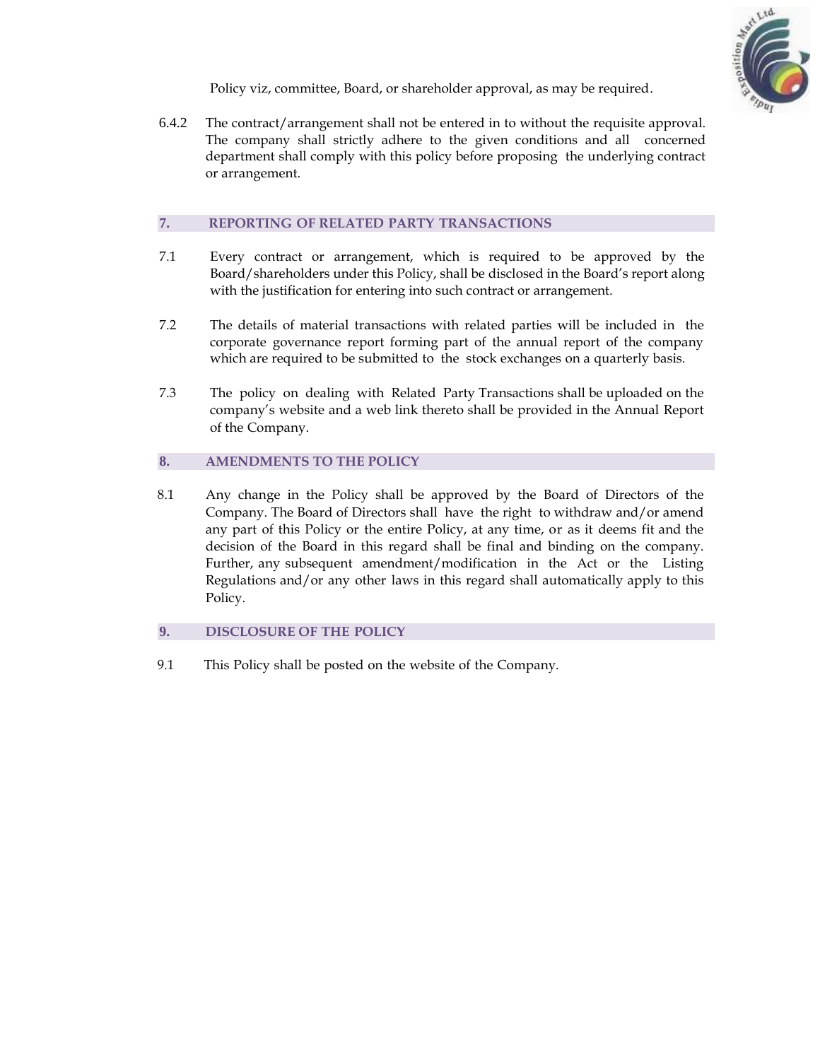Policy viz, committee, Board, or shareholder approval, as may be required.

6.4.2 The contract/arrangement shall not be entered in to without the requisite approval. The company shall strictly adhere to the given conditions and all concerned department shall comply with this policy before proposing the underlying contract or arrangement.

## 7. REPORTING OF RELATED PARTY TRANSACTIONS

7.1 Every contract or arrangement, which is required to be approved by the Board/shareholders under this Policy, shall be disclosed in the Board's report along with the justification for entering into such contract or arrangement.

7.2 The details of material transactions with related parties will be included in the corporate governance report forming part of the annual report of the company which are required to be submitted to the stock exchanges on a quarterly basis.

7.3 The policy on dealing with Related Party Transactions shall be uploaded on the company's website and a web link thereto shall be provided in the Annual Report of the Company.

## 8. AMENDMENTS TO THE POLICY

8.1 Any change in the Policy shall be approved by the Board of Directors of the Company. The Board of Directors shall have the right to withdraw and/or amend any part of this Policy or the entire Policy, at any time, or as it deems fit and the decision of the Board in this regard shall be final and binding on the company. Further, any subsequent amendment/modification in the Act or the Listing Regulations and/or any other laws in this regard shall automatically apply to this Policy.

## 9. DISCLOSURE OF THE POLICY

9.1 This Policy shall be posted on the website of the Company.